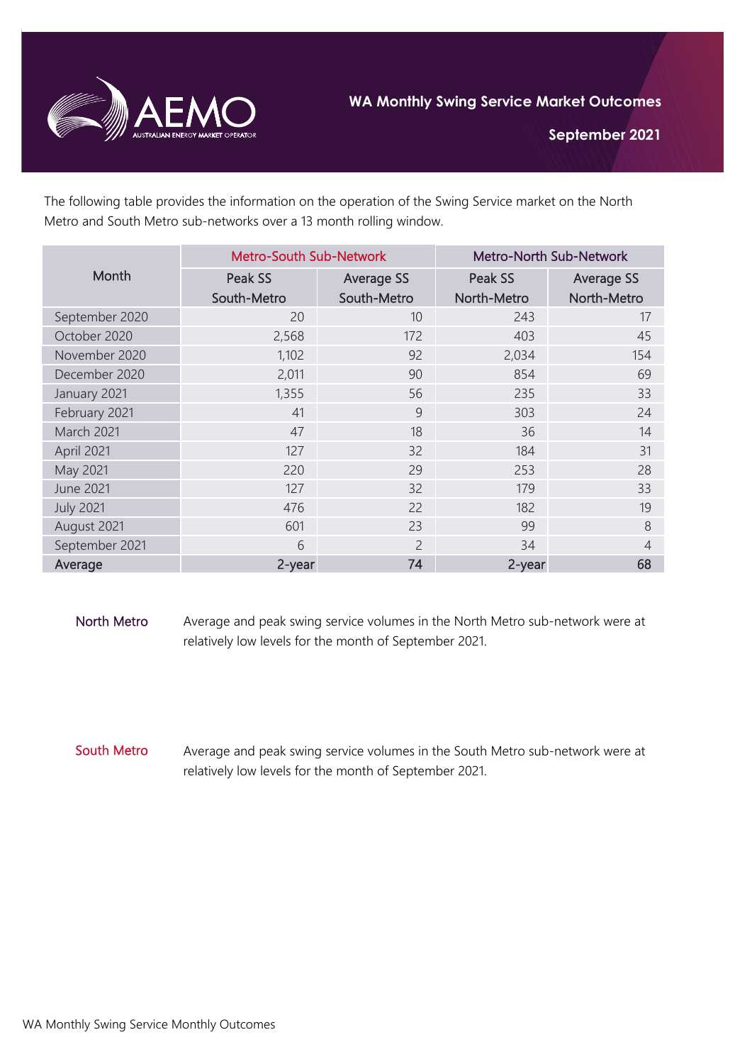# WA Monthly Swing Service Market Outcomes

## September 2021

The following table provides the information on the operation of the Swing Service market on the North Metro and South Metro sub-networks over a 13 month rolling window.

| Month | Metro-South Sub-Network | | Metro-North Sub-Network | |
|---|---|---|---|---|
| | Peak SS South-Metro | Average SS South-Metro | Peak SS North-Metro | Average SS North-Metro |
| September 2020 | 20 | 10 | 243 | 17 |
| October 2020 | 2,568 | 172 | 403 | 45 |
| November 2020 | 1,102 | 92 | 2,034 | 154 |
| December 2020 | 2,011 | 90 | 854 | 69 |
| January 2021 | 1,355 | 56 | 235 | 33 |
| February 2021 | 41 | 9 | 303 | 24 |
| March 2021 | 47 | 18 | 36 | 14 |
| April 2021 | 127 | 32 | 184 | 31 |
| May 2021 | 220 | 29 | 253 | 28 |
| June 2021 | 127 | 32 | 179 | 33 |
| July 2021 | 476 | 22 | 182 | 19 |
| August 2021 | 601 | 23 | 99 | 8 |
| September 2021 | 6 | 2 | 34 | 4 |
| **Average** | **2-year** | **74** | **2-year** | **68** |

**North Metro** Average and peak swing service volumes in the North Metro sub-network were at relatively low levels for the month of September 2021.

**South Metro** Average and peak swing service volumes in the South Metro sub-network were at relatively low levels for the month of September 2021.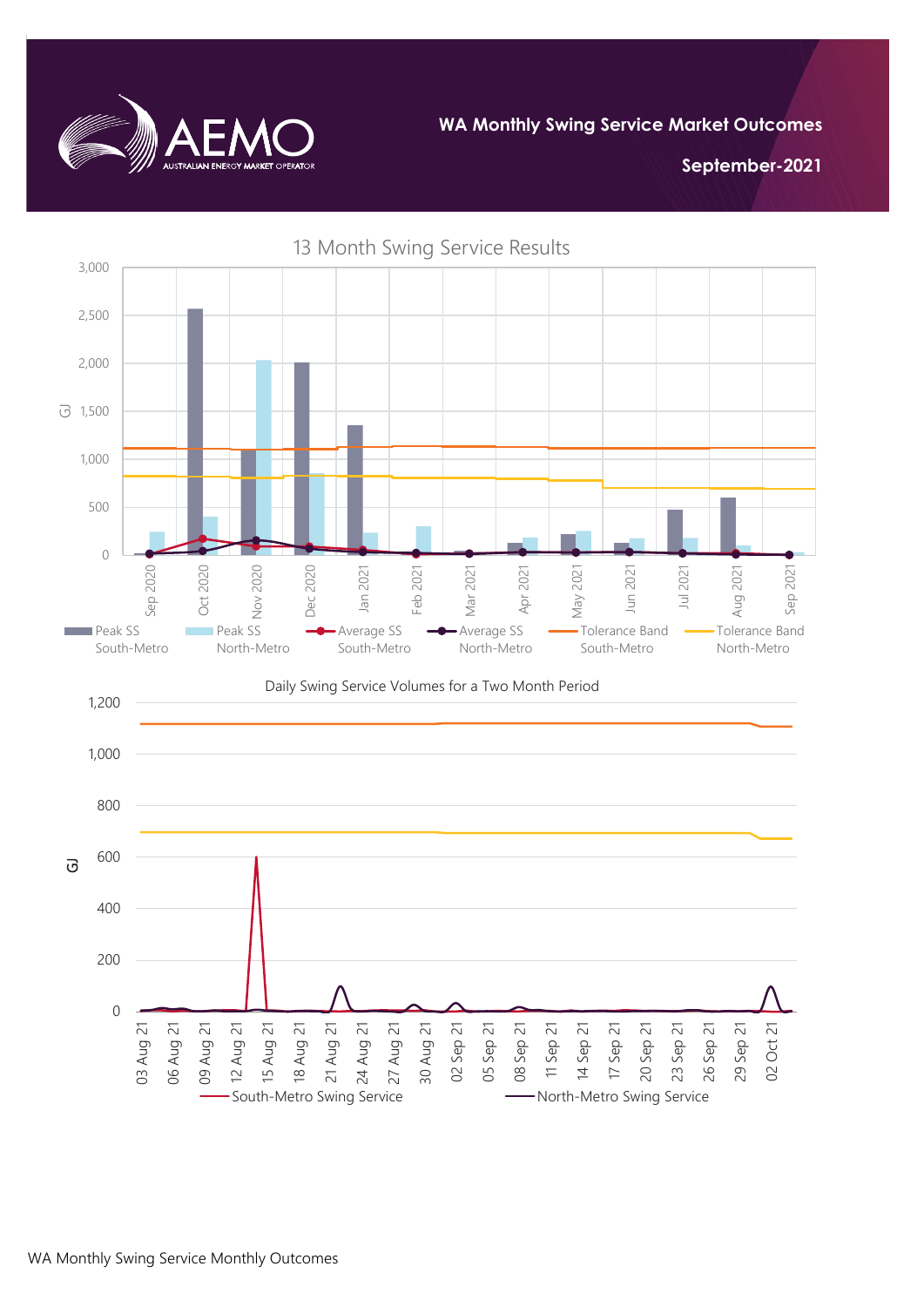# WA Monthly Swing Service Market Outcomes

**September-2021**

13 Month Swing Service Results

Daily Swing Service Volumes for a Two Month Period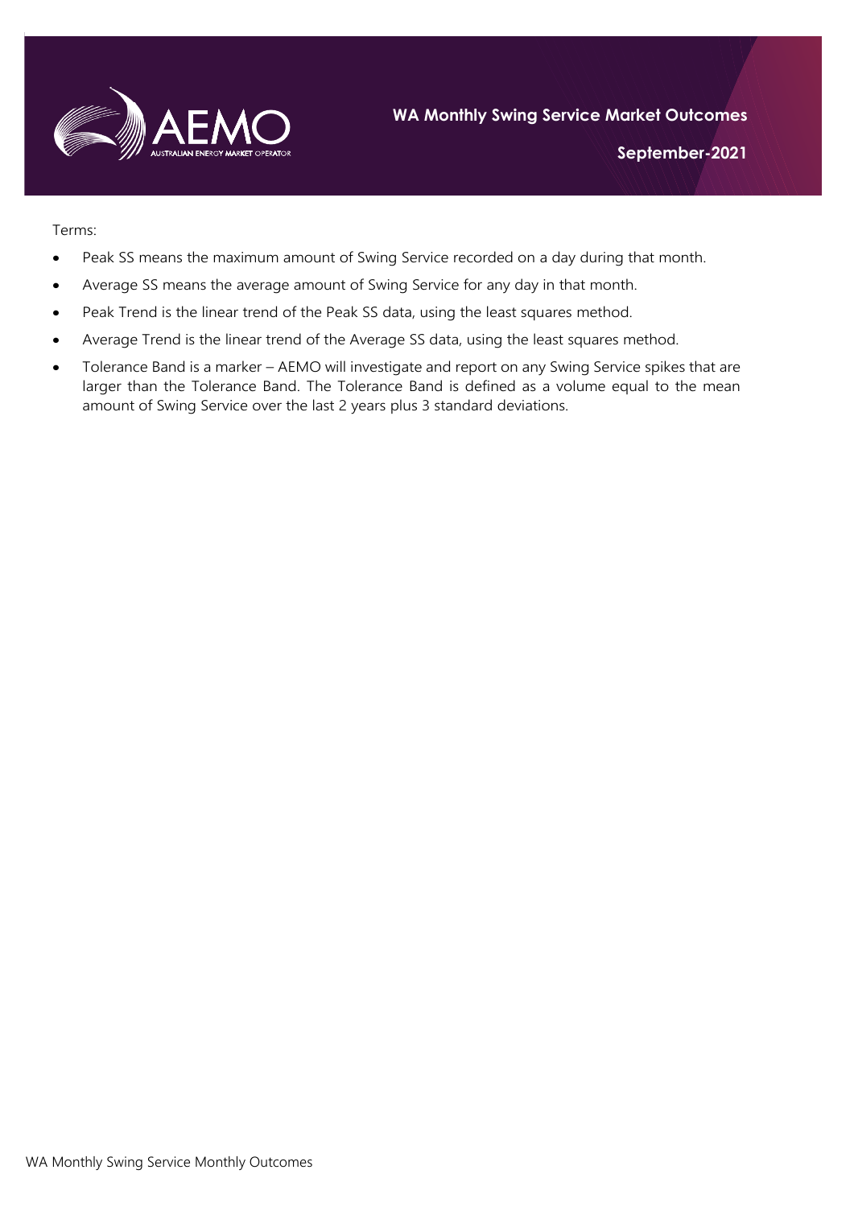# WA Monthly Swing Service Market Outcomes

**September-2021**

Terms:

- Peak SS means the maximum amount of Swing Service recorded on a day during that month.
- Average SS means the average amount of Swing Service for any day in that month.
- Peak Trend is the linear trend of the Peak SS data, using the least squares method.
- Average Trend is the linear trend of the Average SS data, using the least squares method.
- Tolerance Band is a marker – AEMO will investigate and report on any Swing Service spikes that are larger than the Tolerance Band. The Tolerance Band is defined as a volume equal to the mean amount of Swing Service over the last 2 years plus 3 standard deviations.